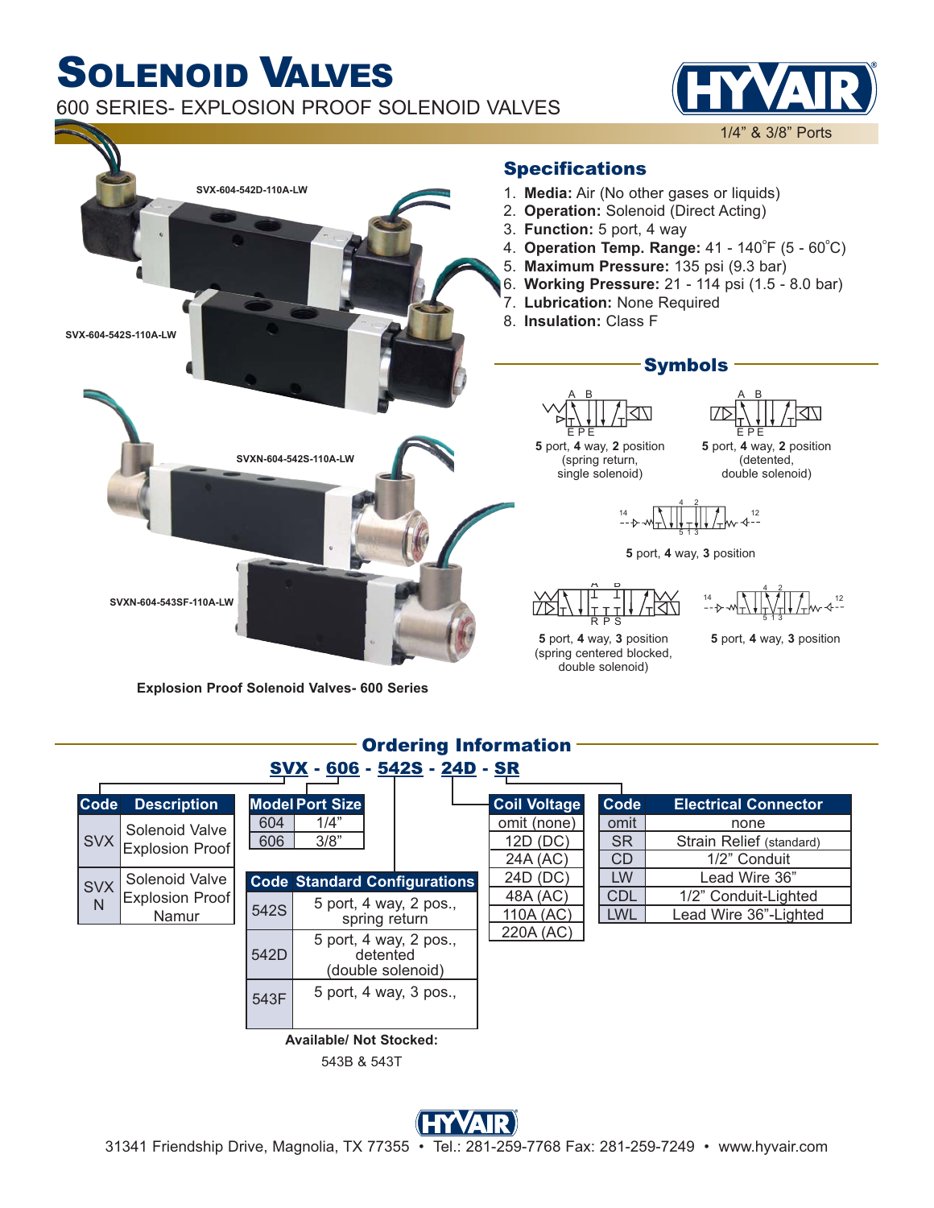# Solenoid Valves

600 SERIES- EXPLOSION PROOF SOLENOID VALVES

1/4" & 3/8" Ports

SVX-604-542D-110A-LW

SVX-604-542S-110A-LW

SVXN-604-542S-110A-LW

SVXN-604-543SF-110A-LW

**Explosion Proof Solenoid Valves- 600 Series**

## Specifications

1. **Media:** Air (No other gases or liquids)
2. **Operation:** Solenoid (Direct Acting)
3. **Function:** 5 port, 4 way
4. **Operation Temp. Range:** 41 - 140°F (5 - 60°C)
5. **Maximum Pressure:** 135 psi (9.3 bar)
6. **Working Pressure:** 21 - 114 psi (1.5 - 8.0 bar)
7. **Lubrication:** None Required
8. **Insulation:** Class F

## Symbols

**5** port, **4** way, **2** position (spring return, single solenoid)

**5** port, **4** way, **2** position (detented, double solenoid)

**5** port, **4** way, **3** position

**5** port, **4** way, **3** position (spring centered blocked, double solenoid)

**5** port, **4** way, **3** position

## Ordering Information

SVX - 606 - 542S - 24D - SR

| Code | Description |
|---|---|
| SVX | Solenoid Valve Explosion Proof |
| SVX N | Solenoid Valve Explosion Proof Namur |

| Model | Port Size |
|---|---|
| 604 | 1/4" |
| 606 | 3/8" |

| Code | Standard Configurations |
|---|---|
| 542S | 5 port, 4 way, 2 pos., spring return |
| 542D | 5 port, 4 way, 2 pos., detented (double solenoid) |
| 543F | 5 port, 4 way, 3 pos., |

**Available/ Not Stocked:**

543B & 543T

| Coil Voltage |
|---|
| omit (none) |
| 12D (DC) |
| 24A (AC) |
| 24D (DC) |
| 48A (AC) |
| 110A (AC) |
| 220A (AC) |

| Code | Electrical Connector |
|---|---|
| omit | none |
| SR | Strain Relief (standard) |
| CD | 1/2" Conduit |
| LW | Lead Wire 36" |
| CDL | 1/2" Conduit-Lighted |
| LWL | Lead Wire 36"-Lighted |

31341 Friendship Drive, Magnolia, TX 77355 • Tel.: 281-259-7768 Fax: 281-259-7249 • www.hyvair.com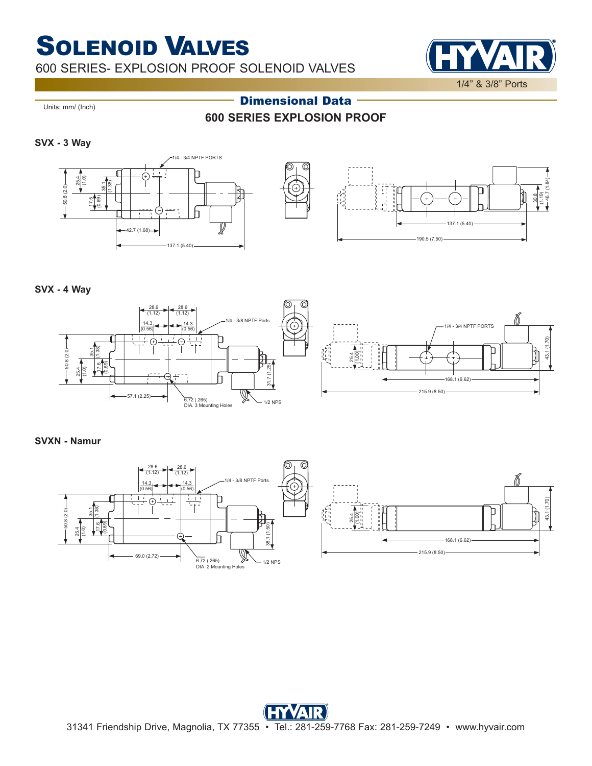# SOLENOID VALVES

600 SERIES- EXPLOSION PROOF SOLENOID VALVES

1/4" & 3/8" Ports

Units: mm/ (Inch)

## Dimensional Data

### 600 SERIES EXPLOSION PROOF

**SVX - 3 Way**

1/4 - 3/4 NPTF PORTS

50.8 (2.0)
25.4 (1.0)
35.1 (1.38)
17.5 (0.69)
42.7 (1.68)
137.1 (5.40)
30.8 (1.19)
46.7 (1.84)
137.1 (5.40)
190.5 (7.50)

**SVX - 4 Way**

28.6 (1.12)
28.6 (1.12)
14.3 (0.56)
14.3 (0.56)
1/4 - 3/8 NPTF Ports
50.8 (2.0)
35.1 (1.38)
25.4 (1.0)
17.6 (0.69)
31.7 (1.25)
57.1 (2.25)
6.72 (.265) DIA. 3 Mounting Holes
1/2 NPS
1/4 - 3/4 NPTF PORTS
25.4 (1.00)
43.1 (1.70)
168.1 (6.62)
215.9 (8.50)

**SVXN - Namur**

28.6 (1.12)
28.6 (1.12)
14.3 (0.56)
14.3 (0.56)
1/4 - 3/8 NPTF Ports
50.8 (2.0)
35.1 (1.38)
25.4 (1.0)
17.6 (0.69)
38.1 (1.50)
69.0 (2.72)
6.72 (.265) DIA. 2 Mounting Holes
1/2 NPS
25.4 (1.00)
43.1 (1.70)
168.1 (6.62)
215.9 (8.50)

31341 Friendship Drive, Magnolia, TX 77355 • Tel.: 281-259-7768 Fax: 281-259-7249 • www.hyvair.com